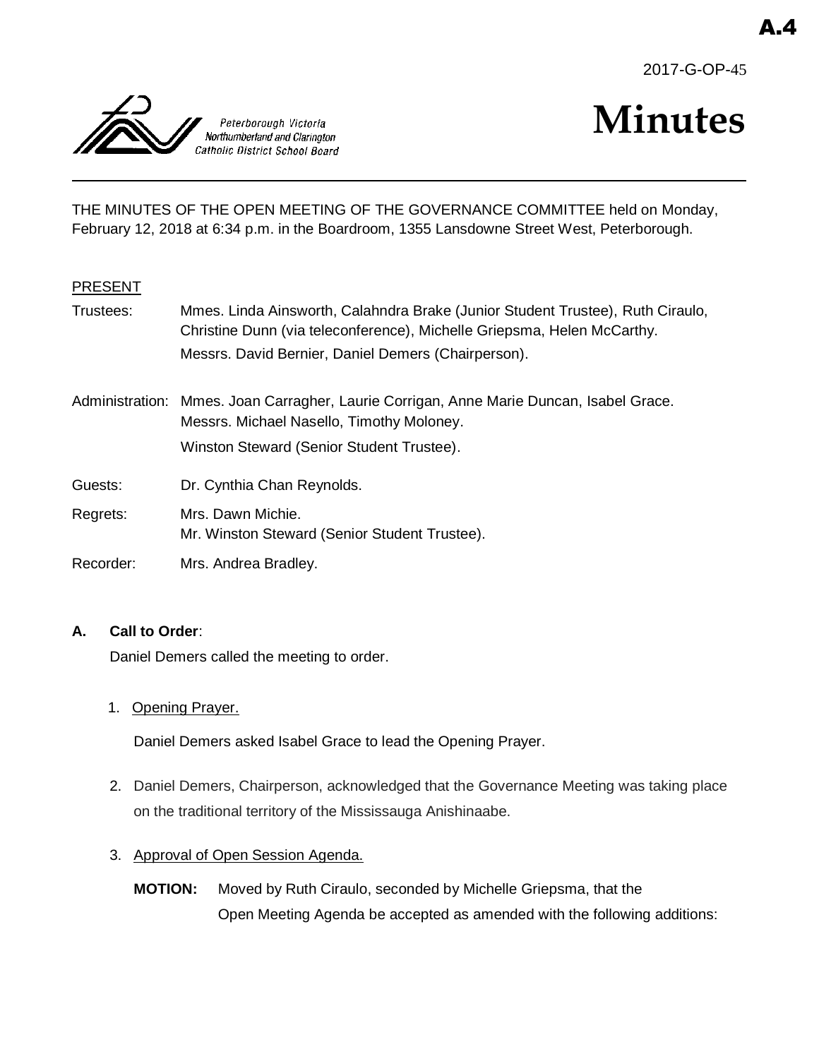A.4

2017-G-OP-45

Peterborough Victoria Northumberland and Clarington Catholic District School Board

# Minutes

THE MINUTES OF THE OPEN MEETING OF THE GOVERNANCE COMMITTEE held on Monday, February 12, 2018 at 6:34 p.m. in the Boardroom, 1355 Lansdowne Street West, Peterborough.

PRESENT

Trustees: Mmes. Linda Ainsworth, Calahndra Brake (Junior Student Trustee), Ruth Ciraulo, Christine Dunn (via teleconference), Michelle Griepsma, Helen McCarthy.
Messrs. David Bernier, Daniel Demers (Chairperson).

Administration: Mmes. Joan Carragher, Laurie Corrigan, Anne Marie Duncan, Isabel Grace.
Messrs. Michael Nasello, Timothy Moloney.
Winston Steward (Senior Student Trustee).

Guests: Dr. Cynthia Chan Reynolds.

Regrets: Mrs. Dawn Michie.
Mr. Winston Steward (Senior Student Trustee).

Recorder: Mrs. Andrea Bradley.

**A. Call to Order**:

Daniel Demers called the meeting to order.

1. Opening Prayer.

   Daniel Demers asked Isabel Grace to lead the Opening Prayer.

2. Daniel Demers, Chairperson, acknowledged that the Governance Meeting was taking place on the traditional territory of the Mississauga Anishinaabe.

3. Approval of Open Session Agenda.

   **MOTION:** Moved by Ruth Ciraulo, seconded by Michelle Griepsma, that the Open Meeting Agenda be accepted as amended with the following additions: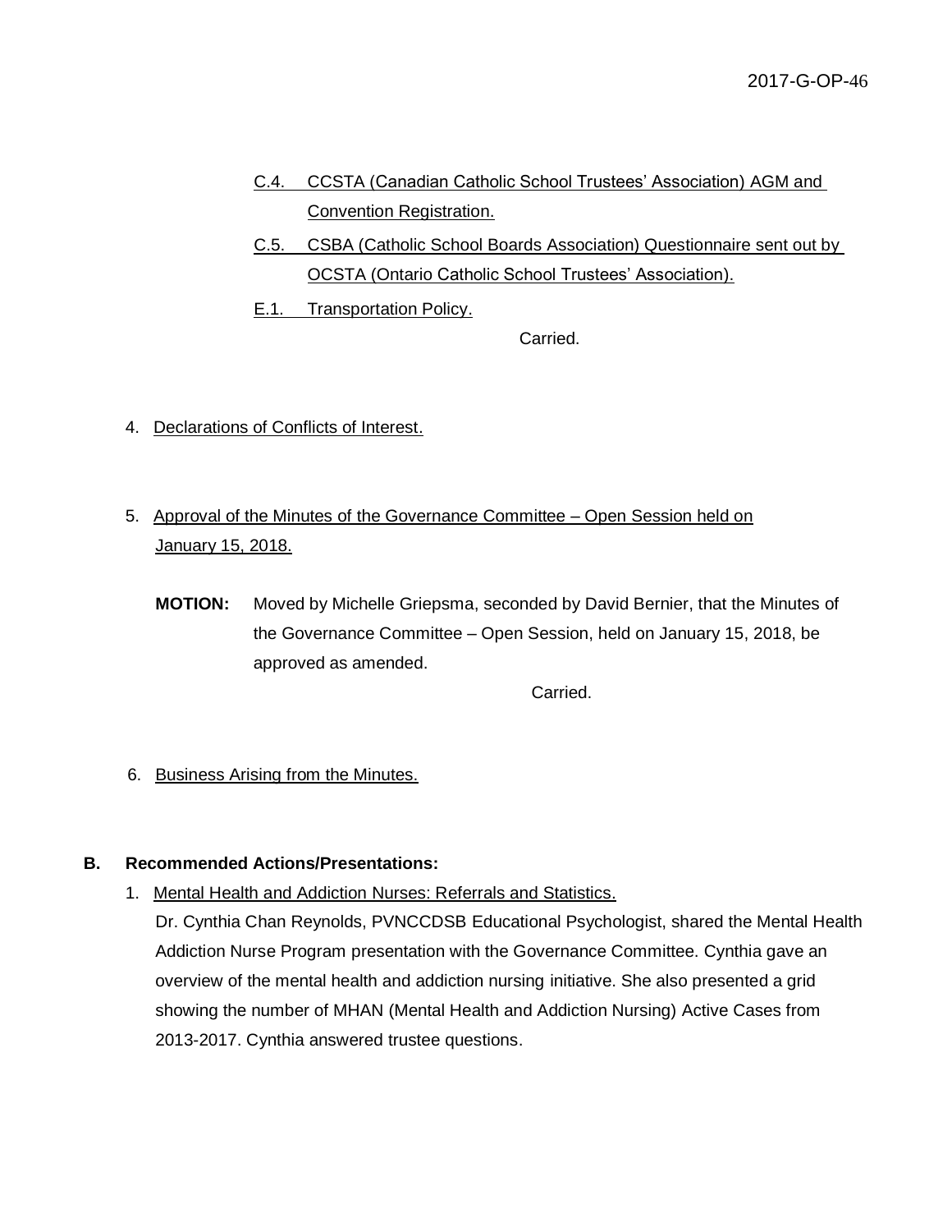C.4. CCSTA (Canadian Catholic School Trustees' Association) AGM and Convention Registration.

C.5. CSBA (Catholic School Boards Association) Questionnaire sent out by OCSTA (Ontario Catholic School Trustees' Association).

E.1. Transportation Policy.

Carried.

4. Declarations of Conflicts of Interest.

5. Approval of the Minutes of the Governance Committee – Open Session held on January 15, 2018.

**MOTION:** Moved by Michelle Griepsma, seconded by David Bernier, that the Minutes of the Governance Committee – Open Session, held on January 15, 2018, be approved as amended.

Carried.

6. Business Arising from the Minutes.

**B. Recommended Actions/Presentations:**

1. Mental Health and Addiction Nurses: Referrals and Statistics.

   Dr. Cynthia Chan Reynolds, PVNCCDSB Educational Psychologist, shared the Mental Health Addiction Nurse Program presentation with the Governance Committee. Cynthia gave an overview of the mental health and addiction nursing initiative. She also presented a grid showing the number of MHAN (Mental Health and Addiction Nursing) Active Cases from 2013-2017. Cynthia answered trustee questions.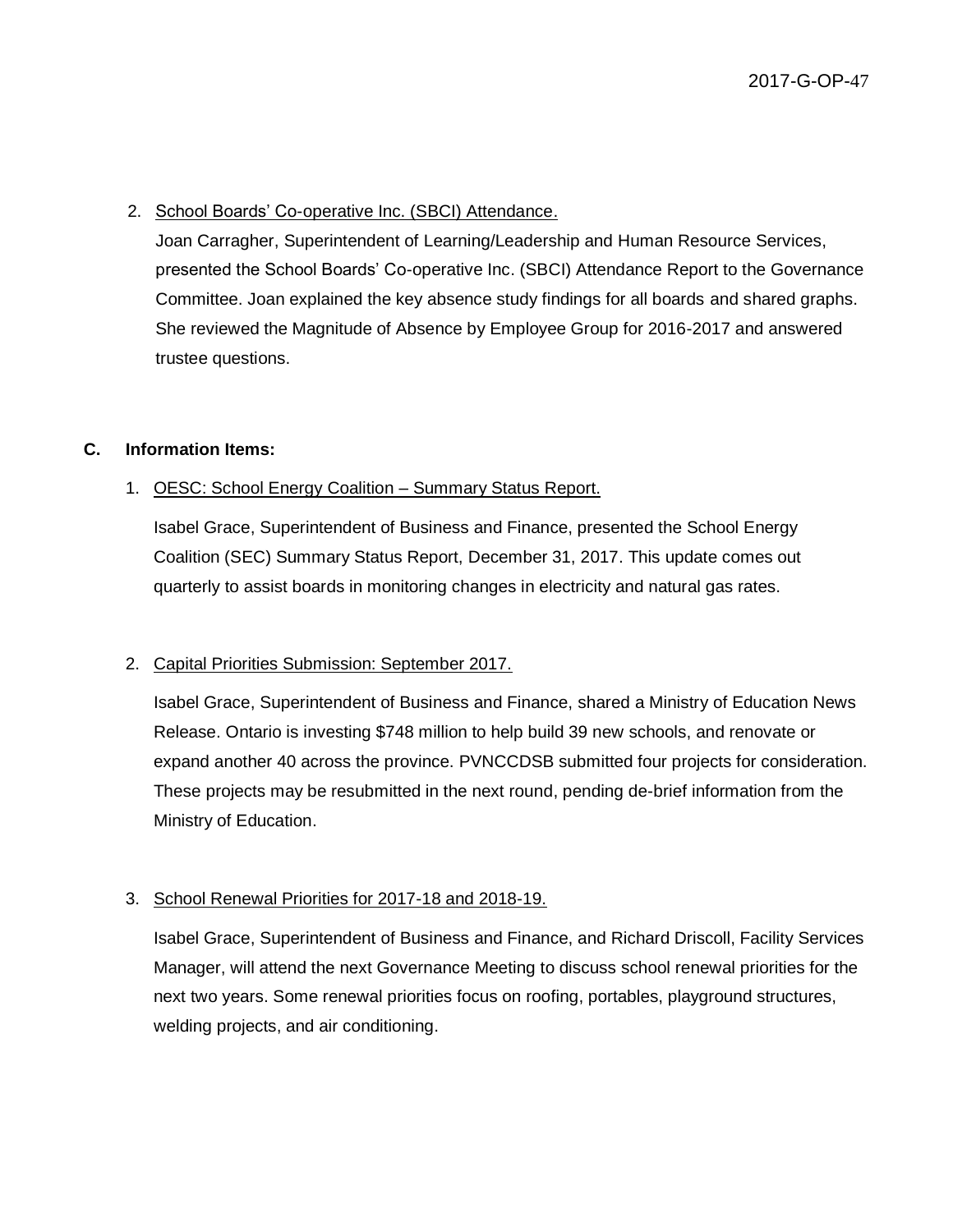2. <u>School Boards' Co-operative Inc. (SBCI) Attendance.</u>

   Joan Carragher, Superintendent of Learning/Leadership and Human Resource Services, presented the School Boards' Co-operative Inc. (SBCI) Attendance Report to the Governance Committee. Joan explained the key absence study findings for all boards and shared graphs. She reviewed the Magnitude of Absence by Employee Group for 2016-2017 and answered trustee questions.

**C. Information Items:**

1. <u>OESC: School Energy Coalition – Summary Status Report.</u>

   Isabel Grace, Superintendent of Business and Finance, presented the School Energy Coalition (SEC) Summary Status Report, December 31, 2017. This update comes out quarterly to assist boards in monitoring changes in electricity and natural gas rates.

2. <u>Capital Priorities Submission: September 2017.</u>

   Isabel Grace, Superintendent of Business and Finance, shared a Ministry of Education News Release. Ontario is investing $748 million to help build 39 new schools, and renovate or expand another 40 across the province. PVNCCDSB submitted four projects for consideration. These projects may be resubmitted in the next round, pending de-brief information from the Ministry of Education.

3. <u>School Renewal Priorities for 2017-18 and 2018-19.</u>

   Isabel Grace, Superintendent of Business and Finance, and Richard Driscoll, Facility Services Manager, will attend the next Governance Meeting to discuss school renewal priorities for the next two years. Some renewal priorities focus on roofing, portables, playground structures, welding projects, and air conditioning.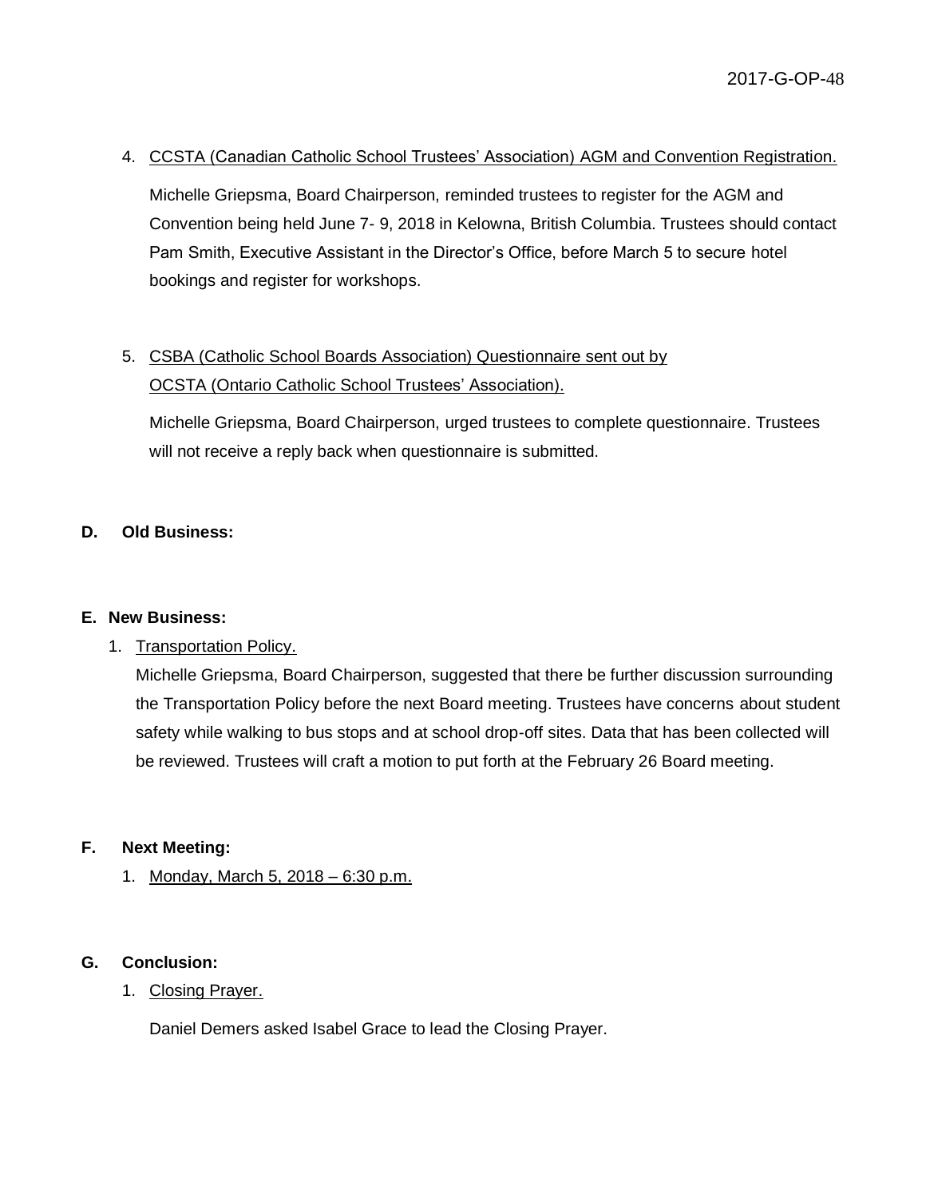4. CCSTA (Canadian Catholic School Trustees' Association) AGM and Convention Registration.

   Michelle Griepsma, Board Chairperson, reminded trustees to register for the AGM and Convention being held June 7- 9, 2018 in Kelowna, British Columbia. Trustees should contact Pam Smith, Executive Assistant in the Director's Office, before March 5 to secure hotel bookings and register for workshops.

5. CSBA (Catholic School Boards Association) Questionnaire sent out by OCSTA (Ontario Catholic School Trustees' Association).

   Michelle Griepsma, Board Chairperson, urged trustees to complete questionnaire. Trustees will not receive a reply back when questionnaire is submitted.

## D. Old Business:

## E. New Business:

1. Transportation Policy.
   Michelle Griepsma, Board Chairperson, suggested that there be further discussion surrounding the Transportation Policy before the next Board meeting. Trustees have concerns about student safety while walking to bus stops and at school drop-off sites. Data that has been collected will be reviewed. Trustees will craft a motion to put forth at the February 26 Board meeting.

## F. Next Meeting:

1. Monday, March 5, 2018 – 6:30 p.m.

## G. Conclusion:

1. Closing Prayer.

   Daniel Demers asked Isabel Grace to lead the Closing Prayer.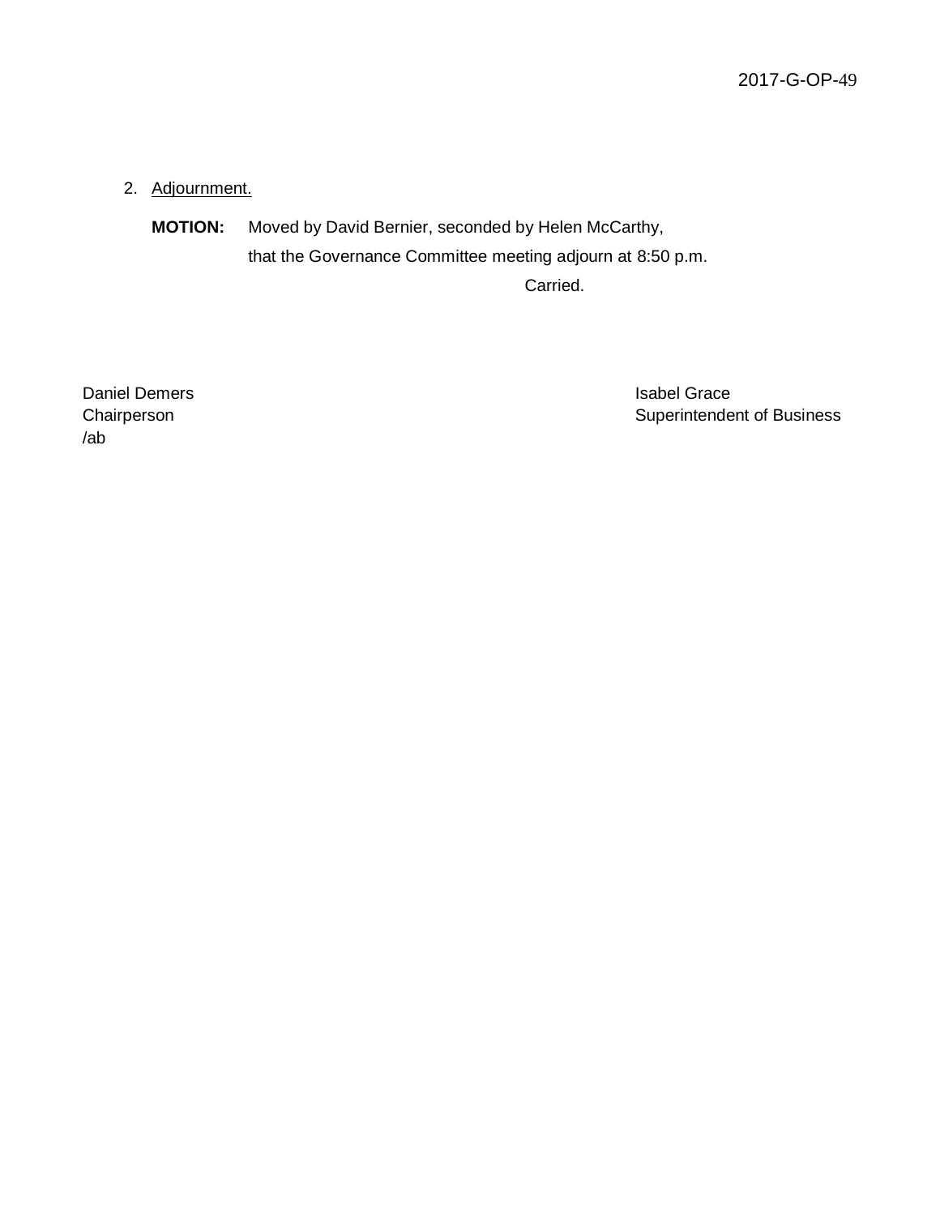2017-G-OP-49

2. Adjournment.

**MOTION:** Moved by David Bernier, seconded by Helen McCarthy, that the Governance Committee meeting adjourn at 8:50 p.m.

Carried.

Daniel Demers
Chairperson

Isabel Grace
Superintendent of Business

/ab